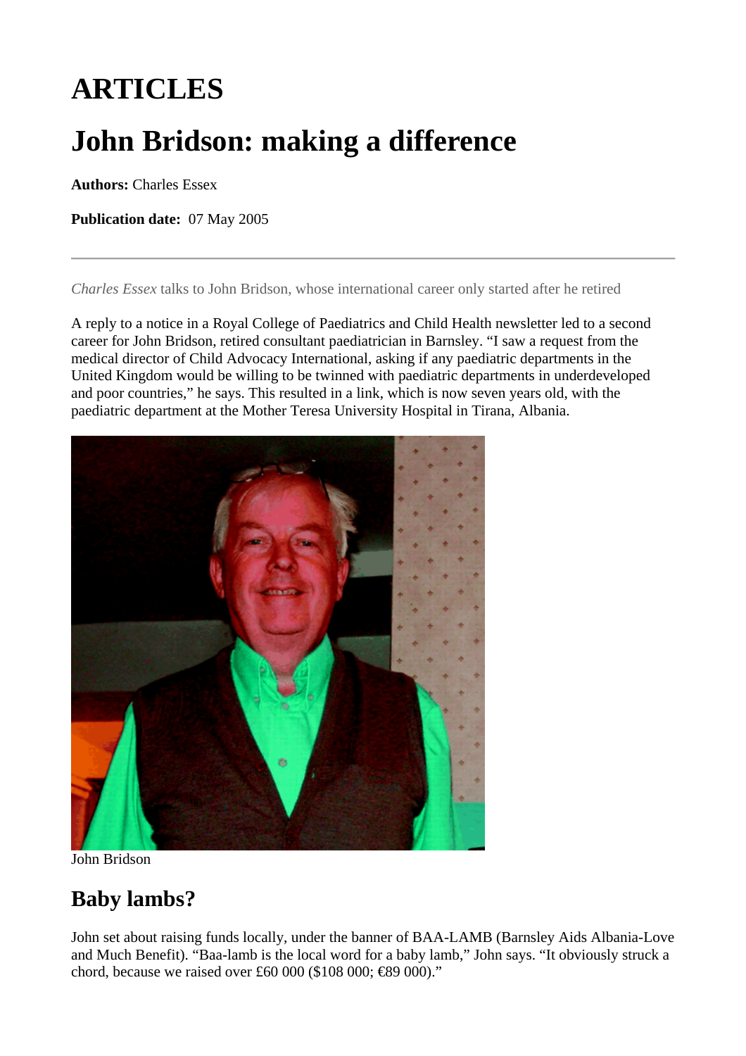# ARTICLES

# John Bridson: making a difference

**Authors:** Charles Essex

**Publication date:** 07 May 2005

---

*Charles Essex* talks to John Bridson, whose international career only started after he retired

A reply to a notice in a Royal College of Paediatrics and Child Health newsletter led to a second career for John Bridson, retired consultant paediatrician in Barnsley. "I saw a request from the medical director of Child Advocacy International, asking if any paediatric departments in the United Kingdom would be willing to be twinned with paediatric departments in underdeveloped and poor countries," he says. This resulted in a link, which is now seven years old, with the paediatric department at the Mother Teresa University Hospital in Tirana, Albania.

John Bridson

## Baby lambs?

John set about raising funds locally, under the banner of BAA-LAMB (Barnsley Aids Albania-Love and Much Benefit). "Baa-lamb is the local word for a baby lamb," John says. "It obviously struck a chord, because we raised over £60 000 ($108 000; €89 000)."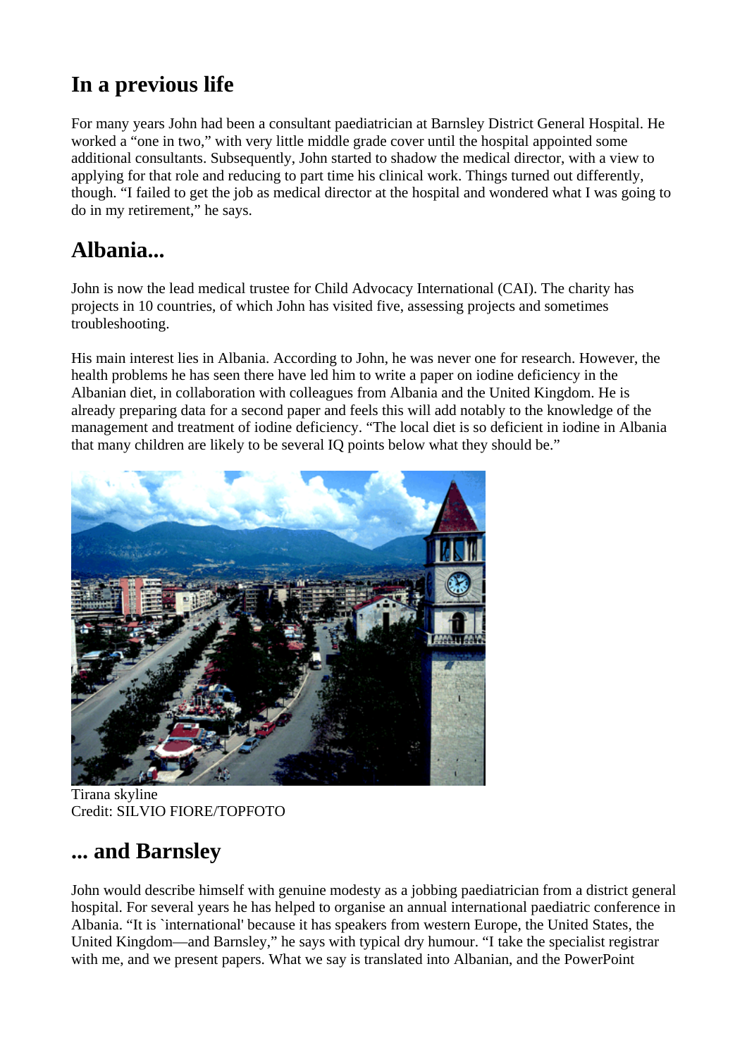## In a previous life

For many years John had been a consultant paediatrician at Barnsley District General Hospital. He worked a "one in two," with very little middle grade cover until the hospital appointed some additional consultants. Subsequently, John started to shadow the medical director, with a view to applying for that role and reducing to part time his clinical work. Things turned out differently, though. "I failed to get the job as medical director at the hospital and wondered what I was going to do in my retirement," he says.

## Albania...

John is now the lead medical trustee for Child Advocacy International (CAI). The charity has projects in 10 countries, of which John has visited five, assessing projects and sometimes troubleshooting.

His main interest lies in Albania. According to John, he was never one for research. However, the health problems he has seen there have led him to write a paper on iodine deficiency in the Albanian diet, in collaboration with colleagues from Albania and the United Kingdom. He is already preparing data for a second paper and feels this will add notably to the knowledge of the management and treatment of iodine deficiency. "The local diet is so deficient in iodine in Albania that many children are likely to be several IQ points below what they should be."

Tirana skyline
Credit: SILVIO FIORE/TOPFOTO

## ... and Barnsley

John would describe himself with genuine modesty as a jobbing paediatrician from a district general hospital. For several years he has helped to organise an annual international paediatric conference in Albania. "It is `international' because it has speakers from western Europe, the United States, the United Kingdom—and Barnsley," he says with typical dry humour. "I take the specialist registrar with me, and we present papers. What we say is translated into Albanian, and the PowerPoint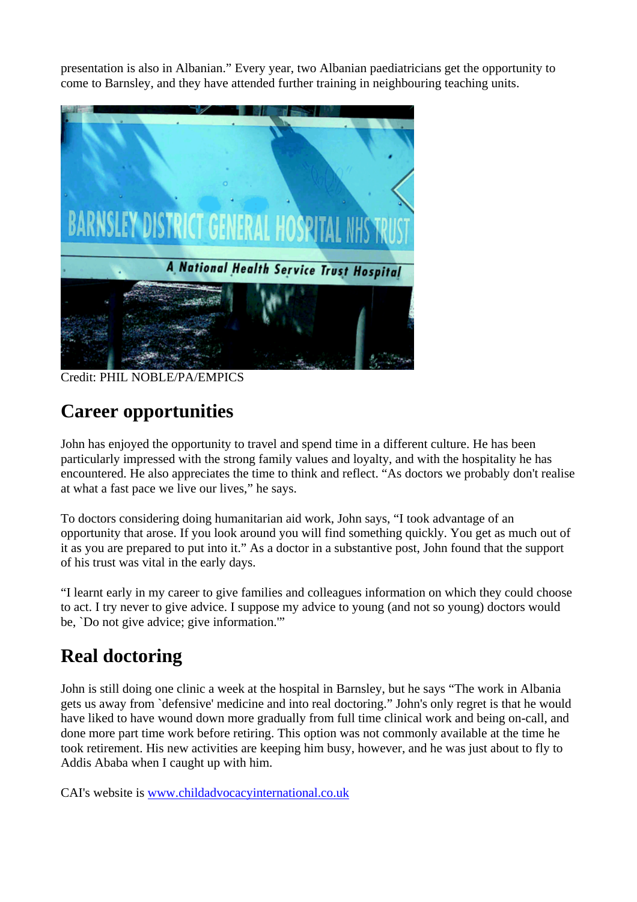presentation is also in Albanian." Every year, two Albanian paediatricians get the opportunity to come to Barnsley, and they have attended further training in neighbouring teaching units.

Credit: PHIL NOBLE/PA/EMPICS

## Career opportunities

John has enjoyed the opportunity to travel and spend time in a different culture. He has been particularly impressed with the strong family values and loyalty, and with the hospitality he has encountered. He also appreciates the time to think and reflect. "As doctors we probably don't realise at what a fast pace we live our lives," he says.

To doctors considering doing humanitarian aid work, John says, "I took advantage of an opportunity that arose. If you look around you will find something quickly. You get as much out of it as you are prepared to put into it." As a doctor in a substantive post, John found that the support of his trust was vital in the early days.

"I learnt early in my career to give families and colleagues information on which they could choose to act. I try never to give advice. I suppose my advice to young (and not so young) doctors would be, `Do not give advice; give information.'"

## Real doctoring

John is still doing one clinic a week at the hospital in Barnsley, but he says "The work in Albania gets us away from `defensive' medicine and into real doctoring." John's only regret is that he would have liked to have wound down more gradually from full time clinical work and being on-call, and done more part time work before retiring. This option was not commonly available at the time he took retirement. His new activities are keeping him busy, however, and he was just about to fly to Addis Ababa when I caught up with him.

CAI's website is [www.childadvocacyinternational.co.uk](http://www.childadvocacyinternational.co.uk)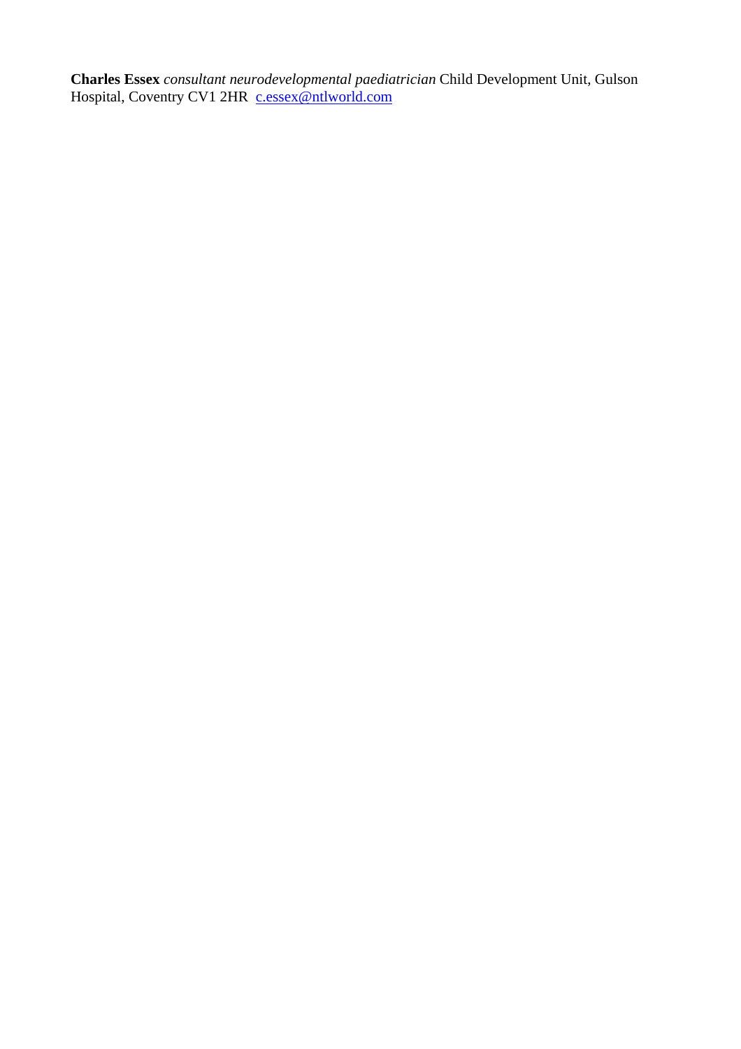**Charles Essex** *consultant neurodevelopmental paediatrician* Child Development Unit, Gulson Hospital, Coventry CV1 2HR [c.essex@ntlworld.com](mailto:c.essex@ntlworld.com)